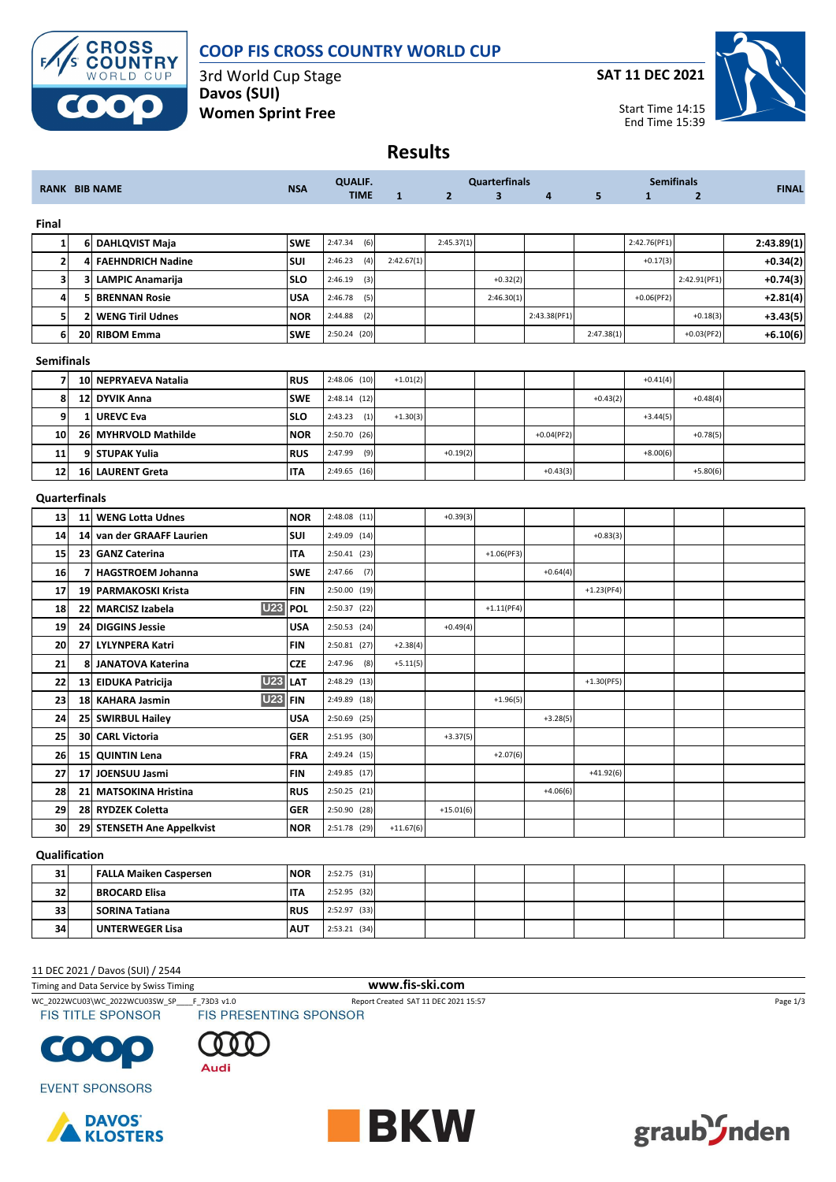# COOP FIS CROSS COUNTRY WORLD CUP

3rd World Cup Stage
**Davos (SUI)**
**Women Sprint Free**

**SAT 11 DEC 2021**

Start Time 14:15
End Time 15:39

## Results

| RANK | BIB | NAME | NSA | QUALIF. TIME | Quarterfinals 1 | 2 | 3 | 4 | 5 | Semifinals 1 | 2 | FINAL |
|---|---|---|---|---|---|---|---|---|---|---|---|---|
| **Final** | | | | | | | | | | | | |
| 1 | 6 | DAHLQVIST Maja | SWE | 2:47.34 (6) | | 2:45.37(1) | | | | 2:42.76(PF1) | | 2:43.89(1) |
| 2 | 4 | FAEHNDRICH Nadine | SUI | 2:46.23 (4) | 2:42.67(1) | | | | | +0.17(3) | | +0.34(2) |
| 3 | 3 | LAMPIC Anamarija | SLO | 2:46.19 (3) | | | +0.32(2) | | | | 2:42.91(PF1) | +0.74(3) |
| 4 | 5 | BRENNAN Rosie | USA | 2:46.78 (5) | | | 2:46.30(1) | | | +0.06(PF2) | | +2.81(4) |
| 5 | 2 | WENG Tiril Udnes | NOR | 2:44.88 (2) | | | | 2:43.38(PF1) | | | +0.18(3) | +3.43(5) |
| 6 | 20 | RIBOM Emma | SWE | 2:50.24 (20) | | | | | 2:47.38(1) | | +0.03(PF2) | +6.10(6) |
| **Semifinals** | | | | | | | | | | | | |
| 7 | 10 | NEPRYAEVA Natalia | RUS | 2:48.06 (10) | +1.01(2) | | | | | +0.41(4) | | |
| 8 | 12 | DYVIK Anna | SWE | 2:48.14 (12) | | | | | +0.43(2) | | +0.48(4) | |
| 9 | 1 | UREVC Eva | SLO | 2:43.23 (1) | +1.30(3) | | | | | +3.44(5) | | |
| 10 | 26 | MYHRVOLD Mathilde | NOR | 2:50.70 (26) | | | | +0.04(PF2) | | | +0.78(5) | |
| 11 | 9 | STUPAK Yulia | RUS | 2:47.99 (9) | | +0.19(2) | | | | +8.00(6) | | |
| 12 | 16 | LAURENT Greta | ITA | 2:49.65 (16) | | | | +0.43(3) | | | +5.80(6) | |
| **Quarterfinals** | | | | | | | | | | | | |
| 13 | 11 | WENG Lotta Udnes | NOR | 2:48.08 (11) | | +0.39(3) | | | | | | |
| 14 | 14 | van der GRAAFF Laurien | SUI | 2:49.09 (14) | | | | | +0.83(3) | | | |
| 15 | 23 | GANZ Caterina | ITA | 2:50.41 (23) | | | +1.06(PF3) | | | | | |
| 16 | 7 | HAGSTROEM Johanna | SWE | 2:47.66 (7) | | | | +0.64(4) | | | | |
| 17 | 19 | PARMAKOSKI Krista | FIN | 2:50.00 (19) | | | | | +1.23(PF4) | | | |
| 18 | 22 | MARCISZ Izabela U23 | POL | 2:50.37 (22) | | | +1.11(PF4) | | | | | |
| 19 | 24 | DIGGINS Jessie | USA | 2:50.53 (24) | | +0.49(4) | | | | | | |
| 20 | 27 | LYLYNPERA Katri | FIN | 2:50.81 (27) | +2.38(4) | | | | | | | |
| 21 | 8 | JANATOVA Katerina | CZE | 2:47.96 (8) | +5.11(5) | | | | | | | |
| 22 | 13 | EIDUKA Patricija U23 | LAT | 2:48.29 (13) | | | | | +1.30(PF5) | | | |
| 23 | 18 | KAHARA Jasmin U23 | FIN | 2:49.89 (18) | | | +1.96(5) | | | | | |
| 24 | 25 | SWIRBUL Hailey | USA | 2:50.69 (25) | | | | +3.28(5) | | | | |
| 25 | 30 | CARL Victoria | GER | 2:51.95 (30) | | +3.37(5) | | | | | | |
| 26 | 15 | QUINTIN Lena | FRA | 2:49.24 (15) | | | +2.07(6) | | | | | |
| 27 | 17 | JOENSUU Jasmi | FIN | 2:49.85 (17) | | | | | +41.92(6) | | | |
| 28 | 21 | MATSOKINA Hristina | RUS | 2:50.25 (21) | | | | +4.06(6) | | | | |
| 29 | 28 | RYDZEK Coletta | GER | 2:50.90 (28) | | +15.01(6) | | | | | | |
| 30 | 29 | STENSETH Ane Appelkvist | NOR | 2:51.78 (29) | +11.67(6) | | | | | | | |
| **Qualification** | | | | | | | | | | | | |
| 31 | | FALLA Maiken Caspersen | NOR | 2:52.75 (31) | | | | | | | | |
| 32 | | BROCARD Elisa | ITA | 2:52.95 (32) | | | | | | | | |
| 33 | | SORINA Tatiana | RUS | 2:52.97 (33) | | | | | | | | |
| 34 | | UNTERWEGER Lisa | AUT | 2:53.21 (34) | | | | | | | | |

11 DEC 2021 / Davos (SUI) / 2544

Timing and Data Service by Swiss Timing

www.fis-ski.com

WC_2022WCU03\WC_2022WCU03SW_SP____F_73D3 v1.0

Report Created SAT 11 DEC 2021 15:57

FIS TITLE SPONSOR — FIS PRESENTING SPONSOR — EVENT SPONSORS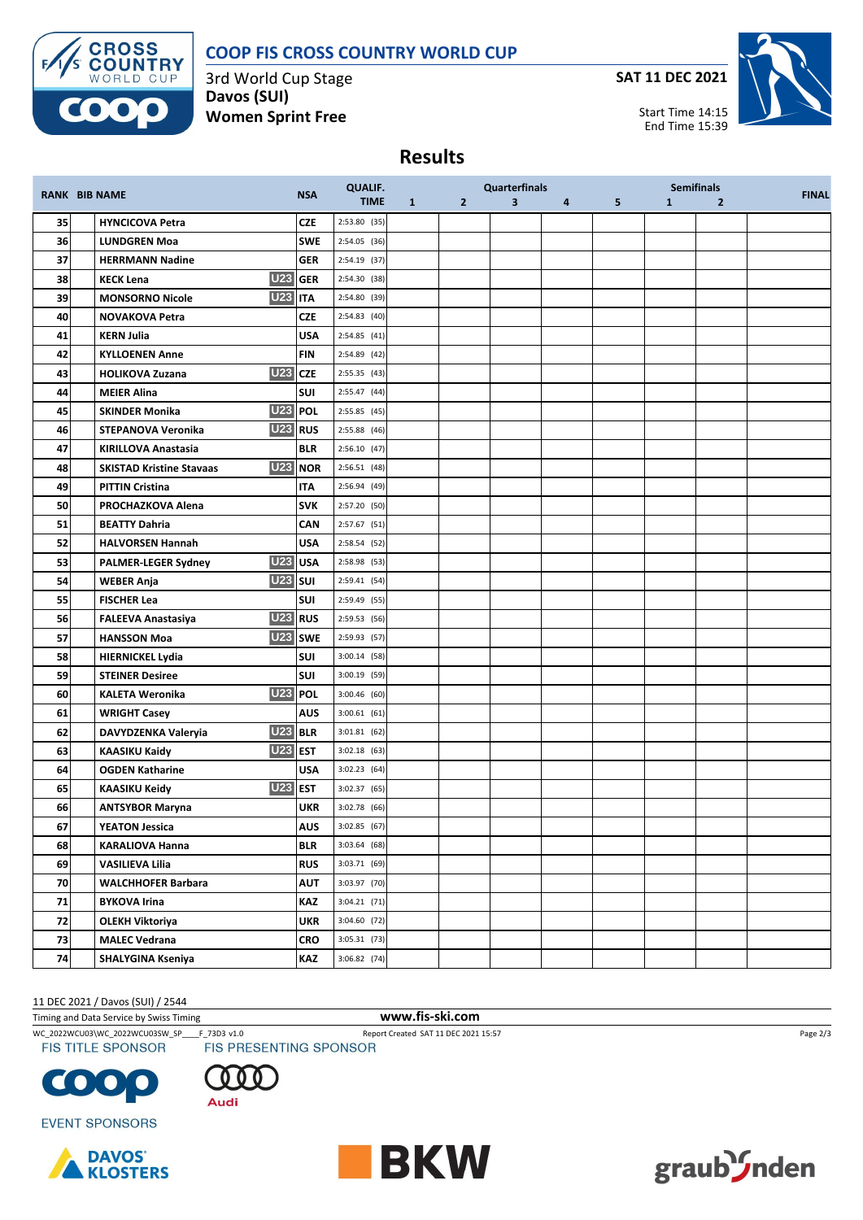# COOP FIS CROSS COUNTRY WORLD CUP

3rd World Cup Stage
**Davos (SUI)**
**Women Sprint Free**

**SAT 11 DEC 2021**

Start Time 14:15
End Time 15:39

## Results

| RANK | BIB | NAME | | NSA | QUALIF. TIME | Quarterfinals 1 | 2 | 3 | 4 | 5 | Semifinals 1 | 2 | FINAL |
|---|---|---|---|---|---|---|---|---|---|---|---|---|---|
| 35 | | HYNCICOVA Petra | | CZE | 2:53.80 (35) | | | | | | | | |
| 36 | | LUNDGREN Moa | | SWE | 2:54.05 (36) | | | | | | | | |
| 37 | | HERRMANN Nadine | | GER | 2:54.19 (37) | | | | | | | | |
| 38 | | KECK Lena | U23 | GER | 2:54.30 (38) | | | | | | | | |
| 39 | | MONSORNO Nicole | U23 | ITA | 2:54.80 (39) | | | | | | | | |
| 40 | | NOVAKOVA Petra | | CZE | 2:54.83 (40) | | | | | | | | |
| 41 | | KERN Julia | | USA | 2:54.85 (41) | | | | | | | | |
| 42 | | KYLLOENEN Anne | | FIN | 2:54.89 (42) | | | | | | | | |
| 43 | | HOLIKOVA Zuzana | U23 | CZE | 2:55.35 (43) | | | | | | | | |
| 44 | | MEIER Alina | | SUI | 2:55.47 (44) | | | | | | | | |
| 45 | | SKINDER Monika | U23 | POL | 2:55.85 (45) | | | | | | | | |
| 46 | | STEPANOVA Veronika | U23 | RUS | 2:55.88 (46) | | | | | | | | |
| 47 | | KIRILLOVA Anastasia | | BLR | 2:56.10 (47) | | | | | | | | |
| 48 | | SKISTAD Kristine Stavaas | U23 | NOR | 2:56.51 (48) | | | | | | | | |
| 49 | | PITTIN Cristina | | ITA | 2:56.94 (49) | | | | | | | | |
| 50 | | PROCHAZKOVA Alena | | SVK | 2:57.20 (50) | | | | | | | | |
| 51 | | BEATTY Dahria | | CAN | 2:57.67 (51) | | | | | | | | |
| 52 | | HALVORSEN Hannah | | USA | 2:58.54 (52) | | | | | | | | |
| 53 | | PALMER-LEGER Sydney | U23 | USA | 2:58.98 (53) | | | | | | | | |
| 54 | | WEBER Anja | U23 | SUI | 2:59.41 (54) | | | | | | | | |
| 55 | | FISCHER Lea | | SUI | 2:59.49 (55) | | | | | | | | |
| 56 | | FALEEVA Anastasiya | U23 | RUS | 2:59.53 (56) | | | | | | | | |
| 57 | | HANSSON Moa | U23 | SWE | 2:59.93 (57) | | | | | | | | |
| 58 | | HIERNICKEL Lydia | | SUI | 3:00.14 (58) | | | | | | | | |
| 59 | | STEINER Desiree | | SUI | 3:00.19 (59) | | | | | | | | |
| 60 | | KALETA Weronika | U23 | POL | 3:00.46 (60) | | | | | | | | |
| 61 | | WRIGHT Casey | | AUS | 3:00.61 (61) | | | | | | | | |
| 62 | | DAVYDZENKA Valeryia | U23 | BLR | 3:01.81 (62) | | | | | | | | |
| 63 | | KAASIKU Kaidy | U23 | EST | 3:02.18 (63) | | | | | | | | |
| 64 | | OGDEN Katharine | | USA | 3:02.23 (64) | | | | | | | | |
| 65 | | KAASIKU Keidy | U23 | EST | 3:02.37 (65) | | | | | | | | |
| 66 | | ANTSYBOR Maryna | | UKR | 3:02.78 (66) | | | | | | | | |
| 67 | | YEATON Jessica | | AUS | 3:02.85 (67) | | | | | | | | |
| 68 | | KARALIOVA Hanna | | BLR | 3:03.64 (68) | | | | | | | | |
| 69 | | VASILIEVA Lilia | | RUS | 3:03.71 (69) | | | | | | | | |
| 70 | | WALCHHOFER Barbara | | AUT | 3:03.97 (70) | | | | | | | | |
| 71 | | BYKOVA Irina | | KAZ | 3:04.21 (71) | | | | | | | | |
| 72 | | OLEKH Viktoriya | | UKR | 3:04.60 (72) | | | | | | | | |
| 73 | | MALEC Vedrana | | CRO | 3:05.31 (73) | | | | | | | | |
| 74 | | SHALYGINA Kseniya | | KAZ | 3:06.82 (74) | | | | | | | | |

11 DEC 2021 / Davos (SUI) / 2544

Timing and Data Service by Swiss Timing

www.fis-ski.com

WC_2022WCU03\WC_2022WCU03SW_SP____F_73D3 v1.0

Report Created SAT 11 DEC 2021 15:57

FIS TITLE SPONSOR

FIS PRESENTING SPONSOR

EVENT SPONSORS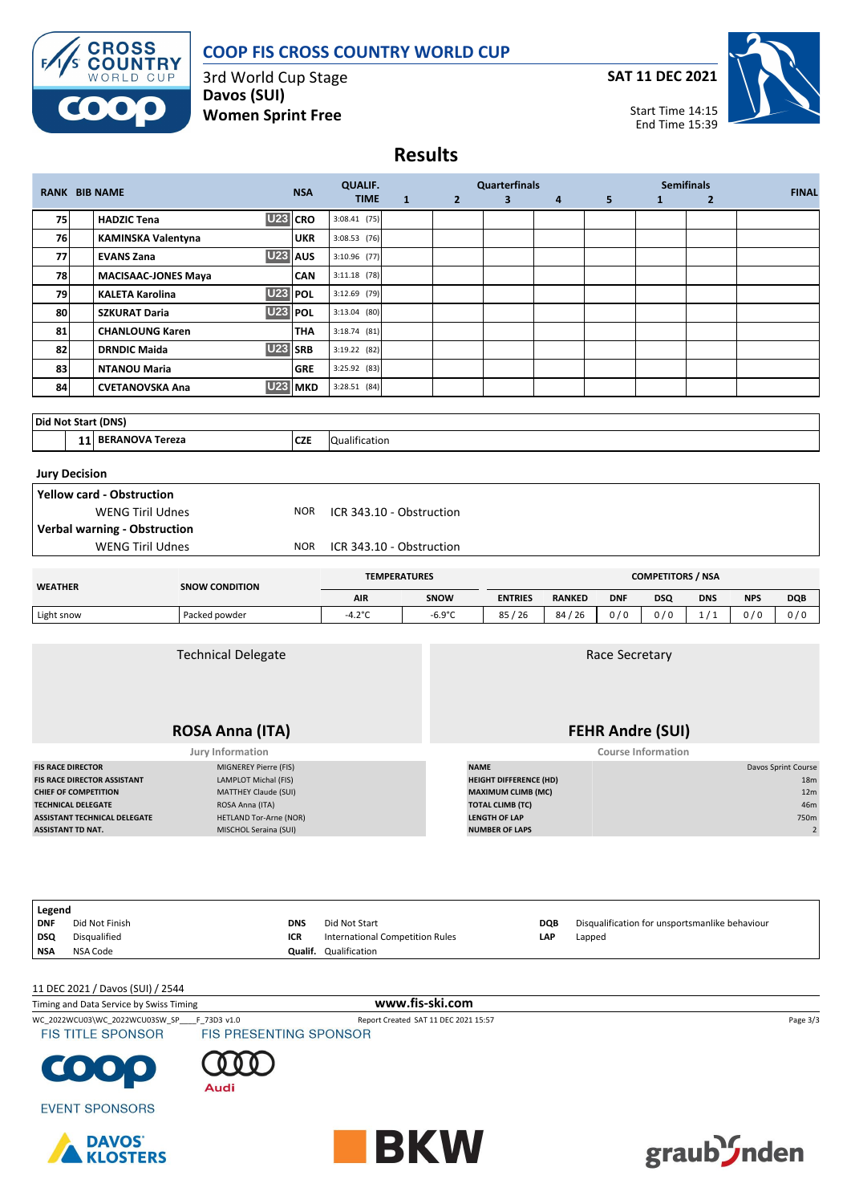# COOP FIS CROSS COUNTRY WORLD CUP

3rd World Cup Stage
**Davos (SUI)**
**Women Sprint Free**

**SAT 11 DEC 2021**

Start Time 14:15
End Time 15:39

## Results

| RANK | BIB | NAME | | NSA | QUALIF. TIME | Quarterfinals 1 | 2 | 3 | 4 | 5 | Semifinals 1 | 2 | FINAL |
|---|---|---|---|---|---|---|---|---|---|---|---|---|---|
| 75 | | HADZIC Tena | U23 | CRO | 3:08.41 (75) | | | | | | | | |
| 76 | | KAMINSKA Valentyna | | UKR | 3:08.53 (76) | | | | | | | | |
| 77 | | EVANS Zana | U23 | AUS | 3:10.96 (77) | | | | | | | | |
| 78 | | MACISAAC-JONES Maya | | CAN | 3:11.18 (78) | | | | | | | | |
| 79 | | KALETA Karolina | U23 | POL | 3:12.69 (79) | | | | | | | | |
| 80 | | SZKURAT Daria | U23 | POL | 3:13.04 (80) | | | | | | | | |
| 81 | | CHANLOUNG Karen | | THA | 3:18.74 (81) | | | | | | | | |
| 82 | | DRNDIC Maida | U23 | SRB | 3:19.22 (82) | | | | | | | | |
| 83 | | NTANOU Maria | | GRE | 3:25.92 (83) | | | | | | | | |
| 84 | | CVETANOVSKA Ana | U23 | MKD | 3:28.51 (84) | | | | | | | | |

**Did Not Start (DNS)**

| | BIB | NAME | NSA | |
|---|---|---|---|---|
| | 11 | BERANOVA Tereza | CZE | Qualification |

**Jury Decision**

**Yellow card - Obstruction**

| | | |
|---|---|---|
| WENG Tiril Udnes | NOR | ICR 343.10 - Obstruction |

**Verbal warning - Obstruction**

| | | |
|---|---|---|
| WENG Tiril Udnes | NOR | ICR 343.10 - Obstruction |

| WEATHER | SNOW CONDITION | TEMPERATURES AIR | TEMPERATURES SNOW | ENTRIES | RANKED | DNF | DSQ | DNS | NPS | DQB |
|---|---|---|---|---|---|---|---|---|---|---|
| Light snow | Packed powder | -4.2°C | -6.9°C | 85 / 26 | 84 / 26 | 0 / 0 | 0 / 0 | 1 / 1 | 0 / 0 | 0 / 0 |

Technical Delegate
**ROSA Anna (ITA)**

Race Secretary
**FEHR Andre (SUI)**

**Jury Information**

| | |
|---|---|
| FIS RACE DIRECTOR | MIGNEREY Pierre (FIS) |
| FIS RACE DIRECTOR ASSISTANT | LAMPLOT Michal (FIS) |
| CHIEF OF COMPETITION | MATTHEY Claude (SUI) |
| TECHNICAL DELEGATE | ROSA Anna (ITA) |
| ASSISTANT TECHNICAL DELEGATE | HETLAND Tor-Arne (NOR) |
| ASSISTANT TD NAT. | MISCHOL Seraina (SUI) |

**Course Information**

| | |
|---|---|
| NAME | Davos Sprint Course |
| HEIGHT DIFFERENCE (HD) | 18m |
| MAXIMUM CLIMB (MC) | 12m |
| TOTAL CLIMB (TC) | 46m |
| LENGTH OF LAP | 750m |
| NUMBER OF LAPS | 2 |

**Legend**

| | | | | | |
|---|---|---|---|---|---|
| DNF | Did Not Finish | DNS | Did Not Start | DQB | Disqualification for unsportsmanlike behaviour |
| DSQ | Disqualified | ICR | International Competition Rules | LAP | Lapped |
| NSA | NSA Code | Qualif. | Qualification | | |

11 DEC 2021 / Davos (SUI) / 2544
Timing and Data Service by Swiss Timing
www.fis-ski.com
WC_2022WCU03\WC_2022WCU03SW_SP____F_73D3 v1.0
Report Created SAT 11 DEC 2021 15:57

FIS TITLE SPONSOR
FIS PRESENTING SPONSOR
EVENT SPONSORS